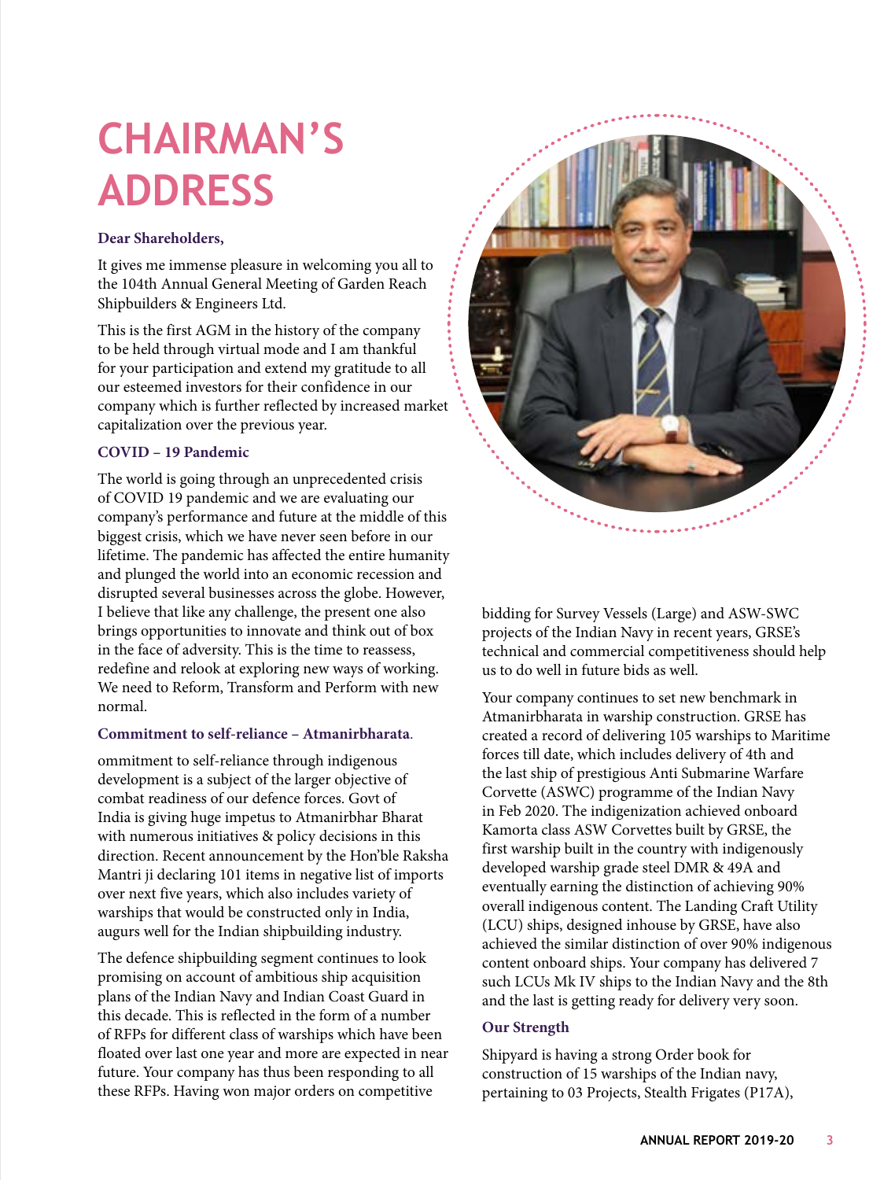# CHAIRMAN'S ADDRESS

**Dear Shareholders,**

It gives me immense pleasure in welcoming you all to the 104th Annual General Meeting of Garden Reach Shipbuilders & Engineers Ltd.

This is the first AGM in the history of the company to be held through virtual mode and I am thankful for your participation and extend my gratitude to all our esteemed investors for their confidence in our company which is further reflected by increased market capitalization over the previous year.

### COVID – 19 Pandemic

The world is going through an unprecedented crisis of COVID 19 pandemic and we are evaluating our company's performance and future at the middle of this biggest crisis, which we have never seen before in our lifetime. The pandemic has affected the entire humanity and plunged the world into an economic recession and disrupted several businesses across the globe. However, I believe that like any challenge, the present one also brings opportunities to innovate and think out of box in the face of adversity. This is the time to reassess, redefine and relook at exploring new ways of working. We need to Reform, Transform and Perform with new normal.

### Commitment to self-reliance – Atmanirbharata.

ommitment to self-reliance through indigenous development is a subject of the larger objective of combat readiness of our defence forces. Govt of India is giving huge impetus to Atmanirbhar Bharat with numerous initiatives & policy decisions in this direction. Recent announcement by the Hon'ble Raksha Mantri ji declaring 101 items in negative list of imports over next five years, which also includes variety of warships that would be constructed only in India, augurs well for the Indian shipbuilding industry.

The defence shipbuilding segment continues to look promising on account of ambitious ship acquisition plans of the Indian Navy and Indian Coast Guard in this decade. This is reflected in the form of a number of RFPs for different class of warships which have been floated over last one year and more are expected in near future. Your company has thus been responding to all these RFPs. Having won major orders on competitive bidding for Survey Vessels (Large) and ASW-SWC projects of the Indian Navy in recent years, GRSE's technical and commercial competitiveness should help us to do well in future bids as well.

Your company continues to set new benchmark in Atmanirbharata in warship construction. GRSE has created a record of delivering 105 warships to Maritime forces till date, which includes delivery of 4th and the last ship of prestigious Anti Submarine Warfare Corvette (ASWC) programme of the Indian Navy in Feb 2020. The indigenization achieved onboard Kamorta class ASW Corvettes built by GRSE, the first warship built in the country with indigenously developed warship grade steel DMR & 49A and eventually earning the distinction of achieving 90% overall indigenous content. The Landing Craft Utility (LCU) ships, designed inhouse by GRSE, have also achieved the similar distinction of over 90% indigenous content onboard ships. Your company has delivered 7 such LCUs Mk IV ships to the Indian Navy and the 8th and the last is getting ready for delivery very soon.

### Our Strength

Shipyard is having a strong Order book for construction of 15 warships of the Indian navy, pertaining to 03 Projects, Stealth Frigates (P17A),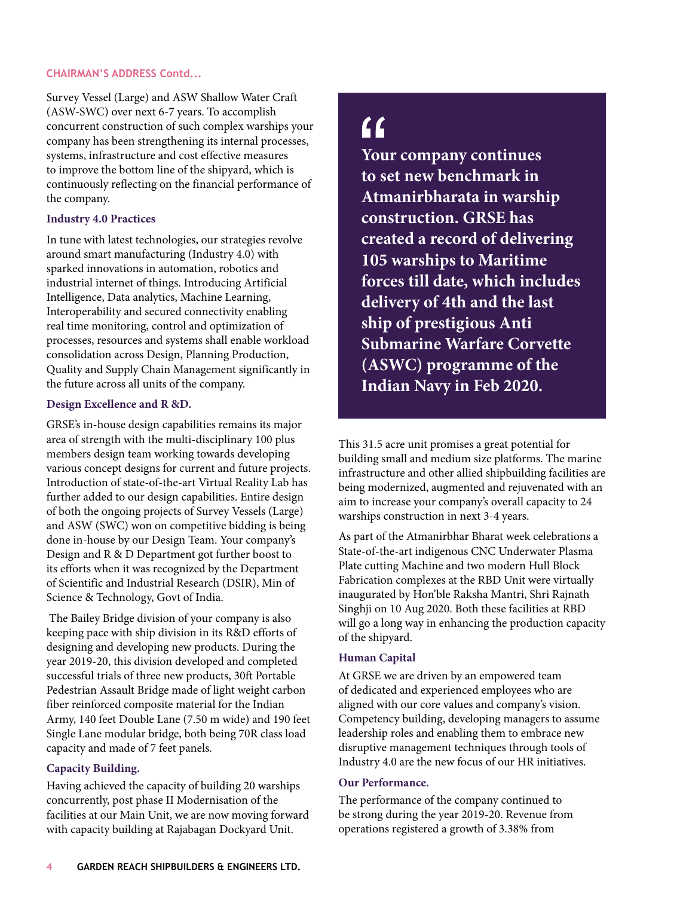CHAIRMAN'S ADDRESS Contd...

Survey Vessel (Large) and ASW Shallow Water Craft (ASW-SWC) over next 6-7 years. To accomplish concurrent construction of such complex warships your company has been strengthening its internal processes, systems, infrastructure and cost effective measures to improve the bottom line of the shipyard, which is continuously reflecting on the financial performance of the company.

### Industry 4.0 Practices

In tune with latest technologies, our strategies revolve around smart manufacturing (Industry 4.0) with sparked innovations in automation, robotics and industrial internet of things. Introducing Artificial Intelligence, Data analytics, Machine Learning, Interoperability and secured connectivity enabling real time monitoring, control and optimization of processes, resources and systems shall enable workload consolidation across Design, Planning Production, Quality and Supply Chain Management significantly in the future across all units of the company.

### Design Excellence and R &D.

GRSE's in-house design capabilities remains its major area of strength with the multi-disciplinary 100 plus members design team working towards developing various concept designs for current and future projects. Introduction of state-of-the-art Virtual Reality Lab has further added to our design capabilities. Entire design of both the ongoing projects of Survey Vessels (Large) and ASW (SWC) won on competitive bidding is being done in-house by our Design Team. Your company's Design and R & D Department got further boost to its efforts when it was recognized by the Department of Scientific and Industrial Research (DSIR), Min of Science & Technology, Govt of India.

The Bailey Bridge division of your company is also keeping pace with ship division in its R&D efforts of designing and developing new products. During the year 2019-20, this division developed and completed successful trials of three new products, 30ft Portable Pedestrian Assault Bridge made of light weight carbon fiber reinforced composite material for the Indian Army, 140 feet Double Lane (7.50 m wide) and 190 feet Single Lane modular bridge, both being 70R class load capacity and made of 7 feet panels.

### Capacity Building.

Having achieved the capacity of building 20 warships concurrently, post phase II Modernisation of the facilities at our Main Unit, we are now moving forward with capacity building at Rajabagan Dockyard Unit.

> **"Your company continues to set new benchmark in Atmanirbharata in warship construction. GRSE has created a record of delivering 105 warships to Maritime forces till date, which includes delivery of 4th and the last ship of prestigious Anti Submarine Warfare Corvette (ASWC) programme of the Indian Navy in Feb 2020.**

This 31.5 acre unit promises a great potential for building small and medium size platforms. The marine infrastructure and other allied shipbuilding facilities are being modernized, augmented and rejuvenated with an aim to increase your company's overall capacity to 24 warships construction in next 3-4 years.

As part of the Atmanirbhar Bharat week celebrations a State-of-the-art indigenous CNC Underwater Plasma Plate cutting Machine and two modern Hull Block Fabrication complexes at the RBD Unit were virtually inaugurated by Hon'ble Raksha Mantri, Shri Rajnath Singhji on 10 Aug 2020. Both these facilities at RBD will go a long way in enhancing the production capacity of the shipyard.

### Human Capital

At GRSE we are driven by an empowered team of dedicated and experienced employees who are aligned with our core values and company's vision. Competency building, developing managers to assume leadership roles and enabling them to embrace new disruptive management techniques through tools of Industry 4.0 are the new focus of our HR initiatives.

### Our Performance.

The performance of the company continued to be strong during the year 2019-20. Revenue from operations registered a growth of 3.38% from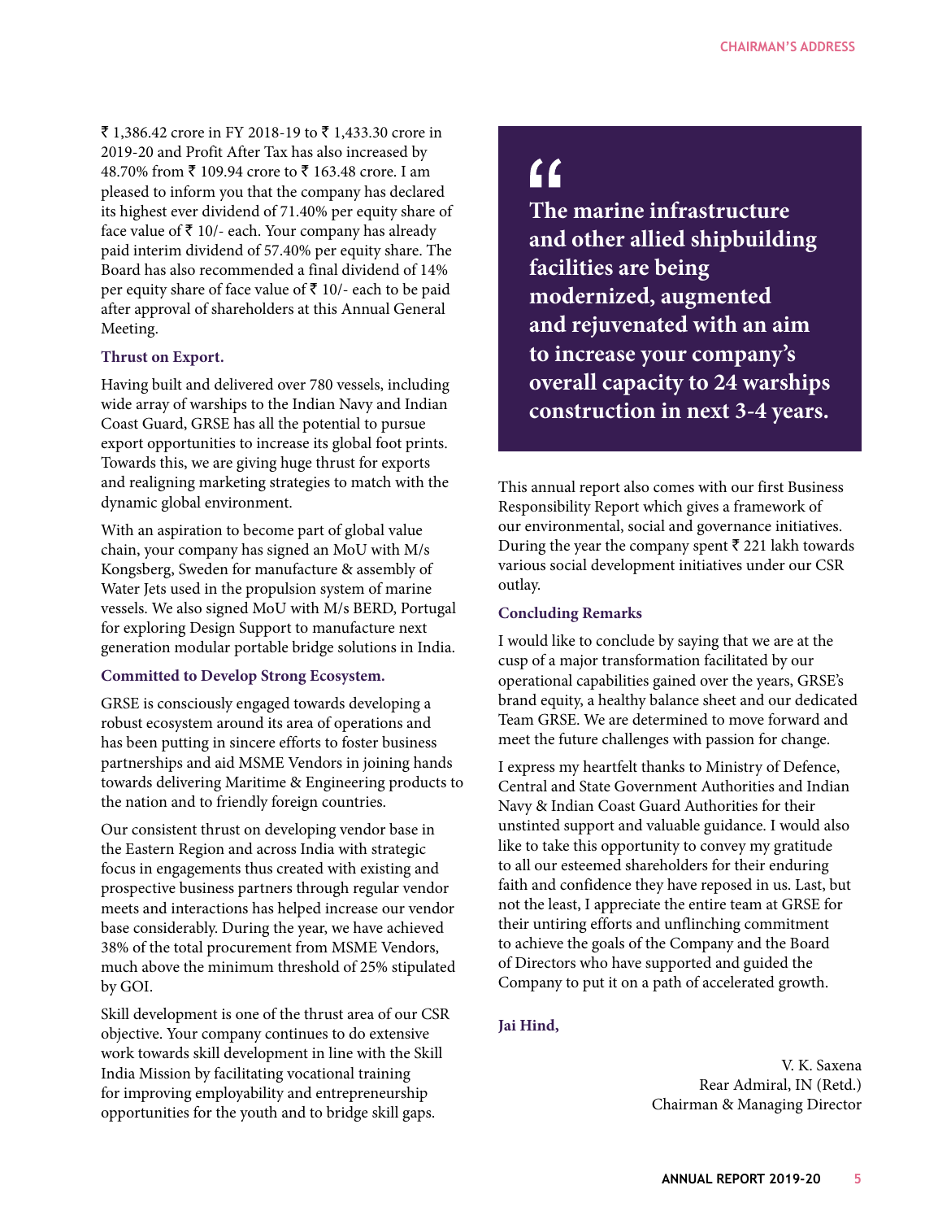₹ 1,386.42 crore in FY 2018-19 to ₹ 1,433.30 crore in 2019-20 and Profit After Tax has also increased by 48.70% from ₹ 109.94 crore to ₹ 163.48 crore. I am pleased to inform you that the company has declared its highest ever dividend of 71.40% per equity share of face value of ₹ 10/- each. Your company has already paid interim dividend of 57.40% per equity share. The Board has also recommended a final dividend of 14% per equity share of face value of ₹ 10/- each to be paid after approval of shareholders at this Annual General Meeting.

### Thrust on Export.

Having built and delivered over 780 vessels, including wide array of warships to the Indian Navy and Indian Coast Guard, GRSE has all the potential to pursue export opportunities to increase its global foot prints. Towards this, we are giving huge thrust for exports and realigning marketing strategies to match with the dynamic global environment.

With an aspiration to become part of global value chain, your company has signed an MoU with M/s Kongsberg, Sweden for manufacture & assembly of Water Jets used in the propulsion system of marine vessels. We also signed MoU with M/s BERD, Portugal for exploring Design Support to manufacture next generation modular portable bridge solutions in India.

### Committed to Develop Strong Ecosystem.

GRSE is consciously engaged towards developing a robust ecosystem around its area of operations and has been putting in sincere efforts to foster business partnerships and aid MSME Vendors in joining hands towards delivering Maritime & Engineering products to the nation and to friendly foreign countries.

Our consistent thrust on developing vendor base in the Eastern Region and across India with strategic focus in engagements thus created with existing and prospective business partners through regular vendor meets and interactions has helped increase our vendor base considerably. During the year, we have achieved 38% of the total procurement from MSME Vendors, much above the minimum threshold of 25% stipulated by GOI.

Skill development is one of the thrust area of our CSR objective. Your company continues to do extensive work towards skill development in line with the Skill India Mission by facilitating vocational training for improving employability and entrepreneurship opportunities for the youth and to bridge skill gaps.

> **The marine infrastructure and other allied shipbuilding facilities are being modernized, augmented and rejuvenated with an aim to increase your company's overall capacity to 24 warships construction in next 3-4 years.**

This annual report also comes with our first Business Responsibility Report which gives a framework of our environmental, social and governance initiatives. During the year the company spent ₹ 221 lakh towards various social development initiatives under our CSR outlay.

### Concluding Remarks

I would like to conclude by saying that we are at the cusp of a major transformation facilitated by our operational capabilities gained over the years, GRSE's brand equity, a healthy balance sheet and our dedicated Team GRSE. We are determined to move forward and meet the future challenges with passion for change.

I express my heartfelt thanks to Ministry of Defence, Central and State Government Authorities and Indian Navy & Indian Coast Guard Authorities for their unstinted support and valuable guidance. I would also like to take this opportunity to convey my gratitude to all our esteemed shareholders for their enduring faith and confidence they have reposed in us. Last, but not the least, I appreciate the entire team at GRSE for their untiring efforts and unflinching commitment to achieve the goals of the Company and the Board of Directors who have supported and guided the Company to put it on a path of accelerated growth.

**Jai Hind,**

V. K. Saxena
Rear Admiral, IN (Retd.)
Chairman & Managing Director